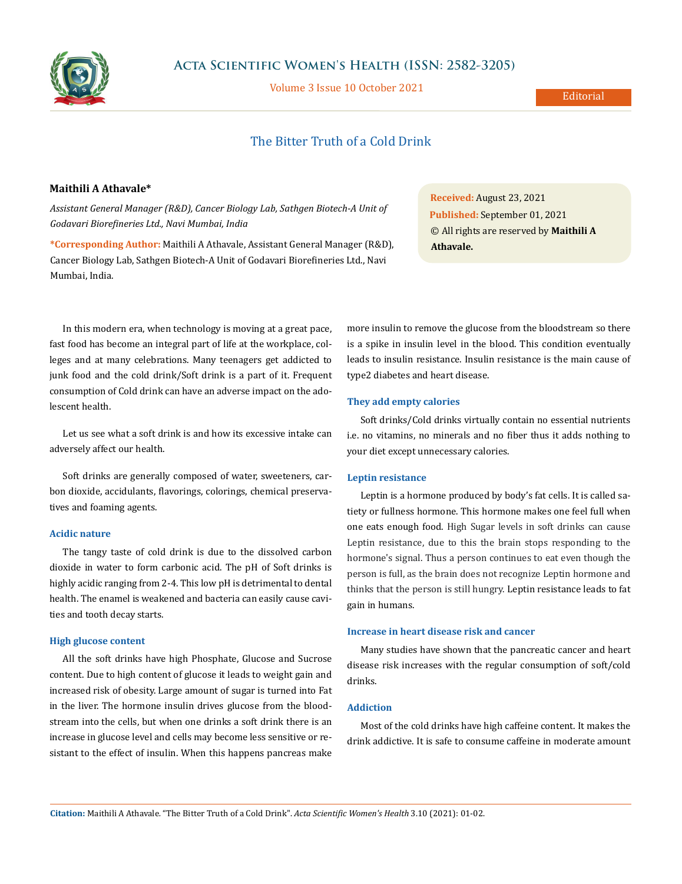# The Bitter Truth of a Cold Drink

**Maithili A Athavale***

*Assistant General Manager (R&D), Cancer Biology Lab, Sathgen Biotech-A Unit of Godavari Biorefineries Ltd., Navi Mumbai, India*

**\*Corresponding Author:** Maithili A Athavale, Assistant General Manager (R&D), Cancer Biology Lab, Sathgen Biotech-A Unit of Godavari Biorefineries Ltd., Navi Mumbai, India.

**Received:** August 23, 2021
**Published:** September 01, 2021
© All rights are reserved by **Maithili A Athavale.**

In this modern era, when technology is moving at a great pace, fast food has become an integral part of life at the workplace, colleges and at many celebrations. Many teenagers get addicted to junk food and the cold drink/Soft drink is a part of it. Frequent consumption of Cold drink can have an adverse impact on the adolescent health.

Let us see what a soft drink is and how its excessive intake can adversely affect our health.

Soft drinks are generally composed of water, sweeteners, carbon dioxide, accidulants, flavorings, colorings, chemical preservatives and foaming agents.

### Acidic nature

The tangy taste of cold drink is due to the dissolved carbon dioxide in water to form carbonic acid. The pH of Soft drinks is highly acidic ranging from 2-4. This low pH is detrimental to dental health. The enamel is weakened and bacteria can easily cause cavities and tooth decay starts.

### High glucose content

All the soft drinks have high Phosphate, Glucose and Sucrose content. Due to high content of glucose it leads to weight gain and increased risk of obesity. Large amount of sugar is turned into Fat in the liver. The hormone insulin drives glucose from the bloodstream into the cells, but when one drinks a soft drink there is an increase in glucose level and cells may become less sensitive or resistant to the effect of insulin. When this happens pancreas make more insulin to remove the glucose from the bloodstream so there is a spike in insulin level in the blood. This condition eventually leads to insulin resistance. Insulin resistance is the main cause of type2 diabetes and heart disease.

### They add empty calories

Soft drinks/Cold drinks virtually contain no essential nutrients i.e. no vitamins, no minerals and no fiber thus it adds nothing to your diet except unnecessary calories.

### Leptin resistance

Leptin is a hormone produced by body's fat cells. It is called satiety or fullness hormone. This hormone makes one feel full when one eats enough food. High Sugar levels in soft drinks can cause Leptin resistance, due to this the brain stops responding to the hormone's signal. Thus a person continues to eat even though the person is full, as the brain does not recognize Leptin hormone and thinks that the person is still hungry. Leptin resistance leads to fat gain in humans.

### Increase in heart disease risk and cancer

Many studies have shown that the pancreatic cancer and heart disease risk increases with the regular consumption of soft/cold drinks.

### Addiction

Most of the cold drinks have high caffeine content. It makes the drink addictive. It is safe to consume caffeine in moderate amount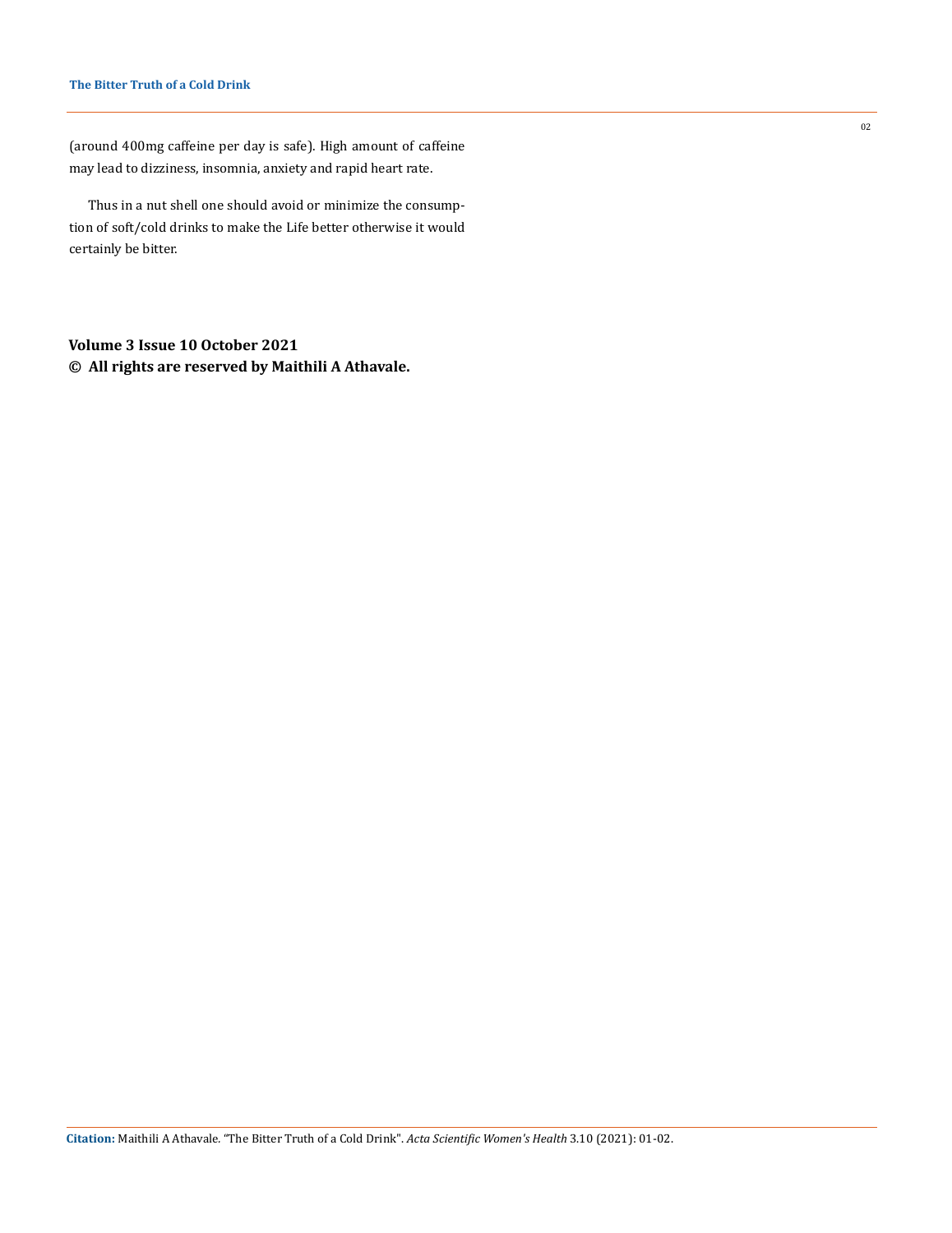(around 400mg caffeine per day is safe). High amount of caffeine may lead to dizziness, insomnia, anxiety and rapid heart rate.

Thus in a nut shell one should avoid or minimize the consumption of soft/cold drinks to make the Life better otherwise it would certainly be bitter.

**Volume 3 Issue 10 October 2021**
**© All rights are reserved by Maithili A Athavale.**